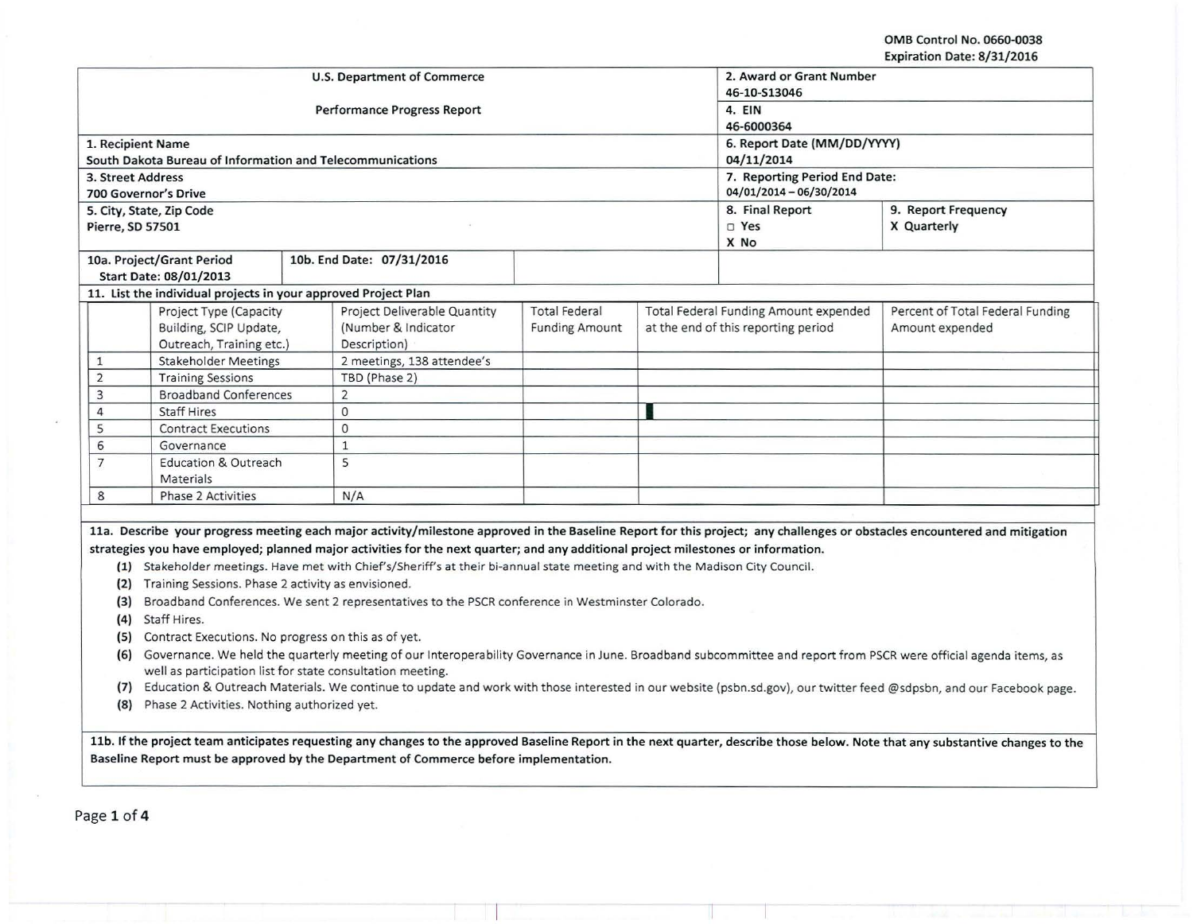OMB Control No. 0660-0038
Expiration Date: 8/31/2016

| U.S. Department of Commerce<br><br>Performance Progress Report | | 2. Award or Grant Number<br>46-10-S13046 | |
|---|---|---|---|
| | | 4. EIN<br>46-6000364 | |
| 1. Recipient Name<br>South Dakota Bureau of Information and Telecommunications | | 6. Report Date (MM/DD/YYYY)<br>04/11/2014 | |
| 3. Street Address<br>700 Governor's Drive | | 7. Reporting Period End Date:<br>04/01/2014 – 06/30/2014 | |
| 5. City, State, Zip Code<br>Pierre, SD 57501 | | 8. Final Report<br>□ Yes<br>X No | 9. Report Frequency<br>X Quarterly |
| 10a. Project/Grant Period<br>Start Date: 08/01/2013 | 10b. End Date: 07/31/2016 | | |

**11. List the individual projects in your approved Project Plan**

| | Project Type (Capacity Building, SCIP Update, Outreach, Training etc.) | Project Deliverable Quantity (Number & Indicator Description) | Total Federal Funding Amount | Total Federal Funding Amount expended at the end of this reporting period | Percent of Total Federal Funding Amount expended |
|---|---|---|---|---|---|
| 1 | Stakeholder Meetings | 2 meetings, 138 attendee's | | | |
| 2 | Training Sessions | TBD (Phase 2) | | | |
| 3 | Broadband Conferences | 2 | | | |
| 4 | Staff Hires | 0 | | | |
| 5 | Contract Executions | 0 | | | |
| 6 | Governance | 1 | | | |
| 7 | Education & Outreach Materials | 5 | | | |
| 8 | Phase 2 Activities | N/A | | | |

**11a. Describe your progress meeting each major activity/milestone approved in the Baseline Report for this project; any challenges or obstacles encountered and mitigation strategies you have employed; planned major activities for the next quarter; and any additional project milestones or information.**

(1) Stakeholder meetings. Have met with Chief's/Sheriff's at their bi-annual state meeting and with the Madison City Council.
(2) Training Sessions. Phase 2 activity as envisioned.
(3) Broadband Conferences. We sent 2 representatives to the PSCR conference in Westminster Colorado.
(4) Staff Hires.
(5) Contract Executions. No progress on this as of yet.
(6) Governance. We held the quarterly meeting of our Interoperability Governance in June. Broadband subcommittee and report from PSCR were official agenda items, as well as participation list for state consultation meeting.
(7) Education & Outreach Materials. We continue to update and work with those interested in our website (psbn.sd.gov), our twitter feed @sdpsbn, and our Facebook page.
(8) Phase 2 Activities. Nothing authorized yet.

**11b. If the project team anticipates requesting any changes to the approved Baseline Report in the next quarter, describe those below. Note that any substantive changes to the Baseline Report must be approved by the Department of Commerce before implementation.**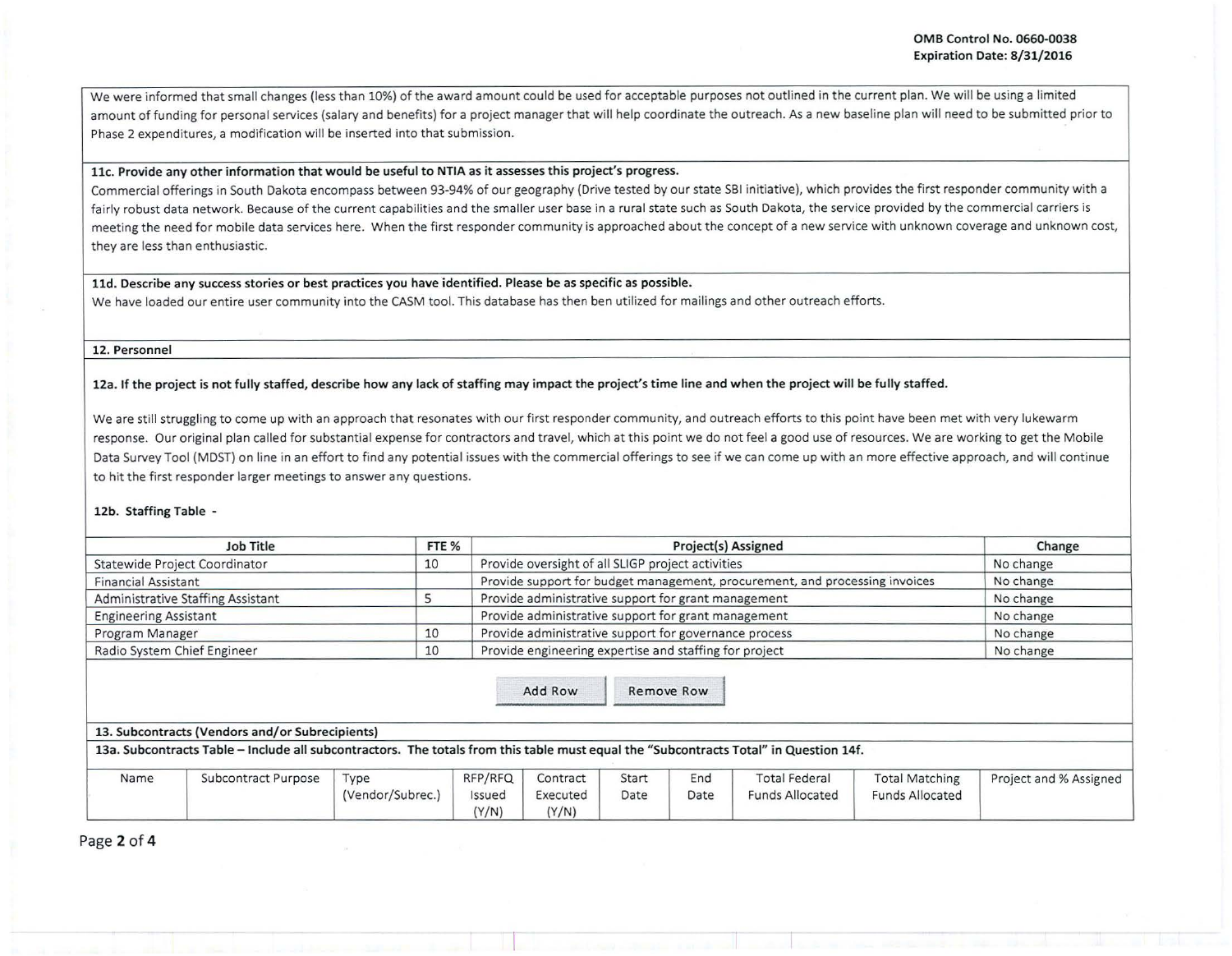We were informed that small changes (less than 10%) of the award amount could be used for acceptable purposes not outlined in the current plan. We will be using a limited amount of funding for personal services (salary and benefits) for a project manager that will help coordinate the outreach. As a new baseline plan will need to be submitted prior to Phase 2 expenditures, a modification will be inserted into that submission.

**11c. Provide any other information that would be useful to NTIA as it assesses this project's progress.**

Commercial offerings in South Dakota encompass between 93-94% of our geography (Drive tested by our state SBI initiative), which provides the first responder community with a fairly robust data network. Because of the current capabilities and the smaller user base in a rural state such as South Dakota, the service provided by the commercial carriers is meeting the need for mobile data services here. When the first responder community is approached about the concept of a new service with unknown coverage and unknown cost, they are less than enthusiastic.

**11d. Describe any success stories or best practices you have identified. Please be as specific as possible.**

We have loaded our entire user community into the CASM tool. This database has then ben utilized for mailings and other outreach efforts.

**12. Personnel**

**12a. If the project is not fully staffed, describe how any lack of staffing may impact the project's time line and when the project will be fully staffed.**

We are still struggling to come up with an approach that resonates with our first responder community, and outreach efforts to this point have been met with very lukewarm response. Our original plan called for substantial expense for contractors and travel, which at this point we do not feel a good use of resources. We are working to get the Mobile Data Survey Tool (MDST) on line in an effort to find any potential issues with the commercial offerings to see if we can come up with an more effective approach, and will continue to hit the first responder larger meetings to answer any questions.

**12b. Staffing Table -**

| Job Title | FTE % | Project(s) Assigned | Change |
|---|---|---|---|
| Statewide Project Coordinator | 10 | Provide oversight of all SLIGP project activities | No change |
| Financial Assistant | | Provide support for budget management, procurement, and processing invoices | No change |
| Administrative Staffing Assistant | 5 | Provide administrative support for grant management | No change |
| Engineering Assistant | | Provide administrative support for grant management | No change |
| Program Manager | 10 | Provide administrative support for governance process | No change |
| Radio System Chief Engineer | 10 | Provide engineering expertise and staffing for project | No change |

Add Row | Remove Row

**13. Subcontracts (Vendors and/or Subrecipients)**

**13a. Subcontracts Table – Include all subcontractors. The totals from this table must equal the "Subcontracts Total" in Question 14f.**

| Name | Subcontract Purpose | Type (Vendor/Subrec.) | RFP/RFQ Issued (Y/N) | Contract Executed (Y/N) | Start Date | End Date | Total Federal Funds Allocated | Total Matching Funds Allocated | Project and % Assigned |
|---|---|---|---|---|---|---|---|---|---|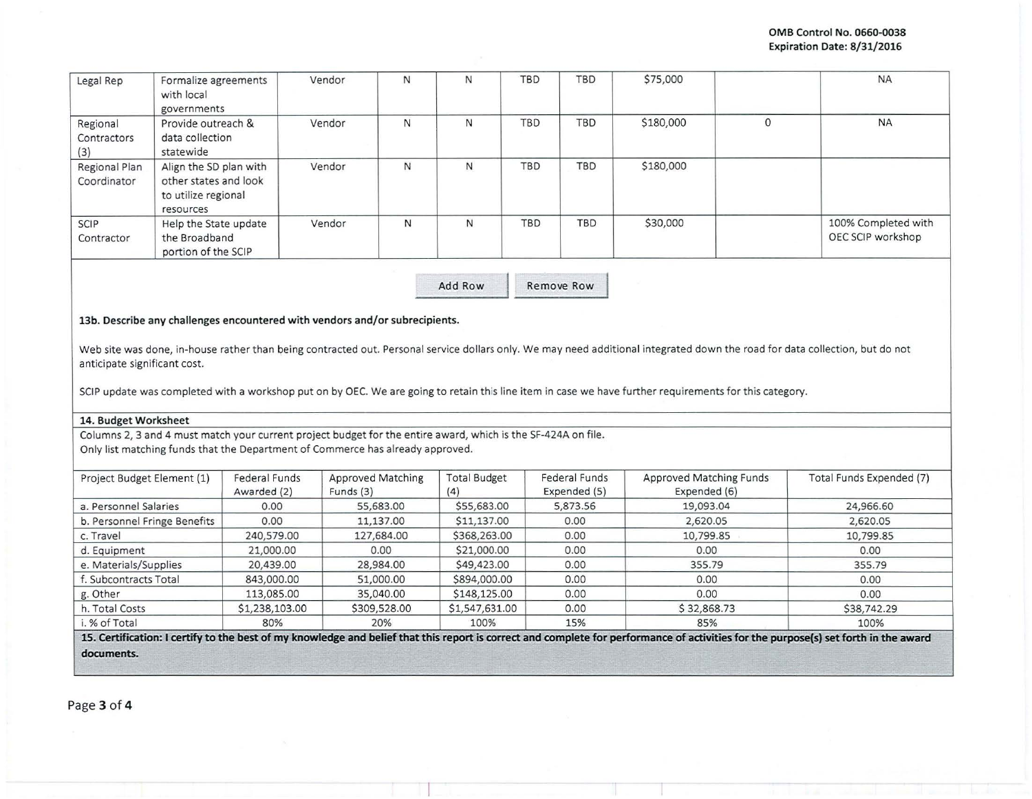| Legal Rep | Formalize agreements with local governments | Vendor | N | N | TBD | TBD | $75,000 | | NA |
|---|---|---|---|---|---|---|---|---|---|
| Regional Contractors (3) | Provide outreach & data collection statewide | Vendor | N | N | TBD | TBD | $180,000 | 0 | NA |
| Regional Plan Coordinator | Align the SD plan with other states and look to utilize regional resources | Vendor | N | N | TBD | TBD | $180,000 | | |
| SCIP Contractor | Help the State update the Broadband portion of the SCIP | Vendor | N | N | TBD | TBD | $30,000 | | 100% Completed with OEC SCIP workshop |

Add Row Remove Row

**13b. Describe any challenges encountered with vendors and/or subrecipients.**

Web site was done, in-house rather than being contracted out. Personal service dollars only. We may need additional integrated down the road for data collection, but do not anticipate significant cost.

SCIP update was completed with a workshop put on by OEC. We are going to retain this line item in case we have further requirements for this category.

**14. Budget Worksheet**

Columns 2, 3 and 4 must match your current project budget for the entire award, which is the SF-424A on file.
Only list matching funds that the Department of Commerce has already approved.

| Project Budget Element (1) | Federal Funds Awarded (2) | Approved Matching Funds (3) | Total Budget (4) | Federal Funds Expended (5) | Approved Matching Funds Expended (6) | Total Funds Expended (7) |
|---|---|---|---|---|---|---|
| a. Personnel Salaries | 0.00 | 55,683.00 | $55,683.00 | 5,873.56 | 19,093.04 | 24,966.60 |
| b. Personnel Fringe Benefits | 0.00 | 11,137.00 | $11,137.00 | 0.00 | 2,620.05 | 2,620.05 |
| c. Travel | 240,579.00 | 127,684.00 | $368,263.00 | 0.00 | 10,799.85 | 10,799.85 |
| d. Equipment | 21,000.00 | 0.00 | $21,000.00 | 0.00 | 0.00 | 0.00 |
| e. Materials/Supplies | 20,439.00 | 28,984.00 | $49,423.00 | 0.00 | 355.79 | 355.79 |
| f. Subcontracts Total | 843,000.00 | 51,000.00 | $894,000.00 | 0.00 | 0.00 | 0.00 |
| g. Other | 113,085.00 | 35,040.00 | $148,125.00 | 0.00 | 0.00 | 0.00 |
| h. Total Costs | $1,238,103.00 | $309,528.00 | $1,547,631.00 | 0.00 | $ 32,868.73 | $38,742.29 |
| i. % of Total | 80% | 20% | 100% | 15% | 85% | 100% |

**15. Certification: I certify to the best of my knowledge and belief that this report is correct and complete for performance of activities for the purpose(s) set forth in the award documents.**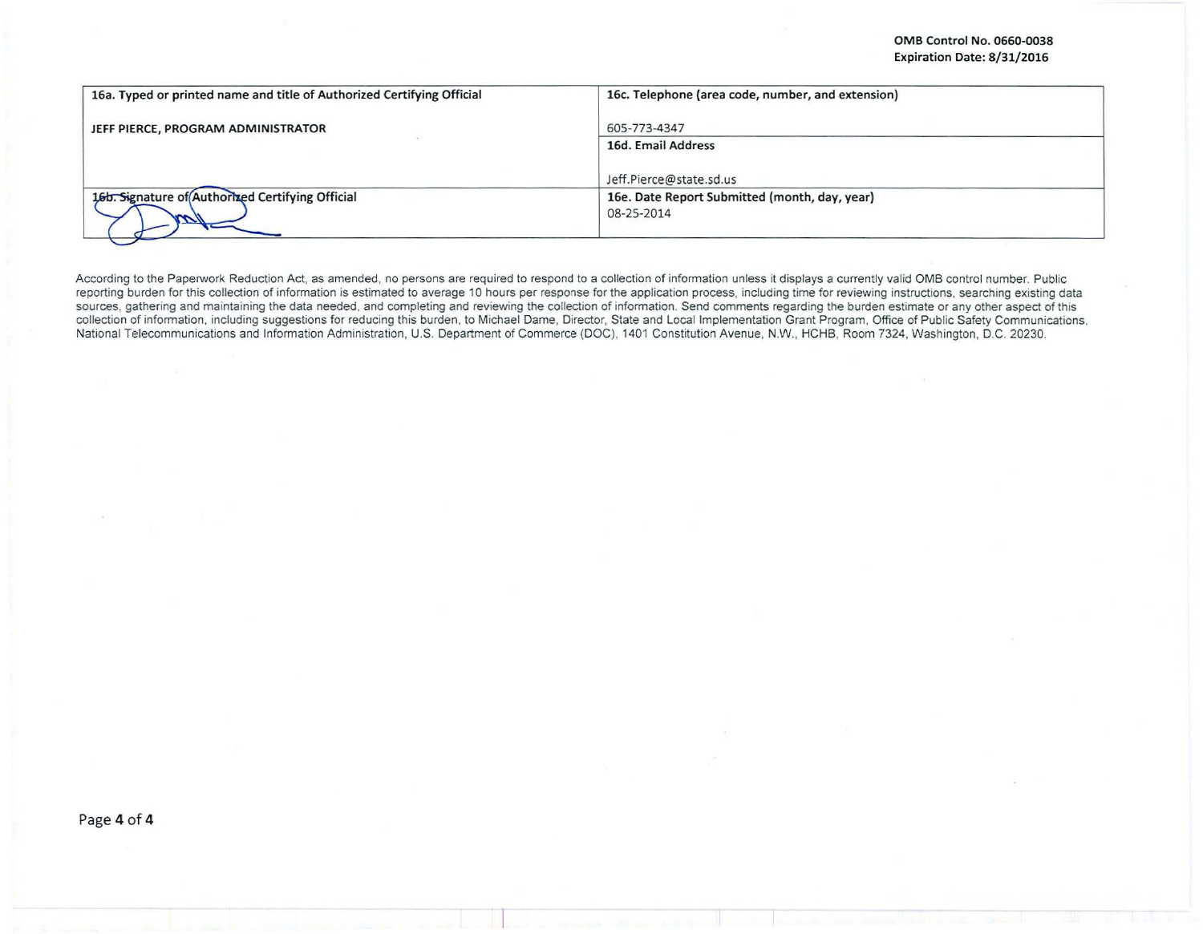OMB Control No. 0660-0038
Expiration Date: 8/31/2016

| 16a. Typed or printed name and title of Authorized Certifying Official | 16c. Telephone (area code, number, and extension) |
| --- | --- |
| JEFF PIERCE, PROGRAM ADMINISTRATOR | 605-773-4347 |
| | **16d. Email Address** Jeff.Pierce@state.sd.us |
| **16b. Signature of Authorized Certifying Official** | **16e. Date Report Submitted (month, day, year)** 08-25-2014 |

According to the Paperwork Reduction Act, as amended, no persons are required to respond to a collection of information unless it displays a currently valid OMB control number. Public reporting burden for this collection of information is estimated to average 10 hours per response for the application process, including time for reviewing instructions, searching existing data sources, gathering and maintaining the data needed, and completing and reviewing the collection of information. Send comments regarding the burden estimate or any other aspect of this collection of information, including suggestions for reducing this burden, to Michael Dame, Director, State and Local Implementation Grant Program, Office of Public Safety Communications, National Telecommunications and Information Administration, U.S. Department of Commerce (DOC), 1401 Constitution Avenue, N.W., HCHB, Room 7324, Washington, D.C. 20230.